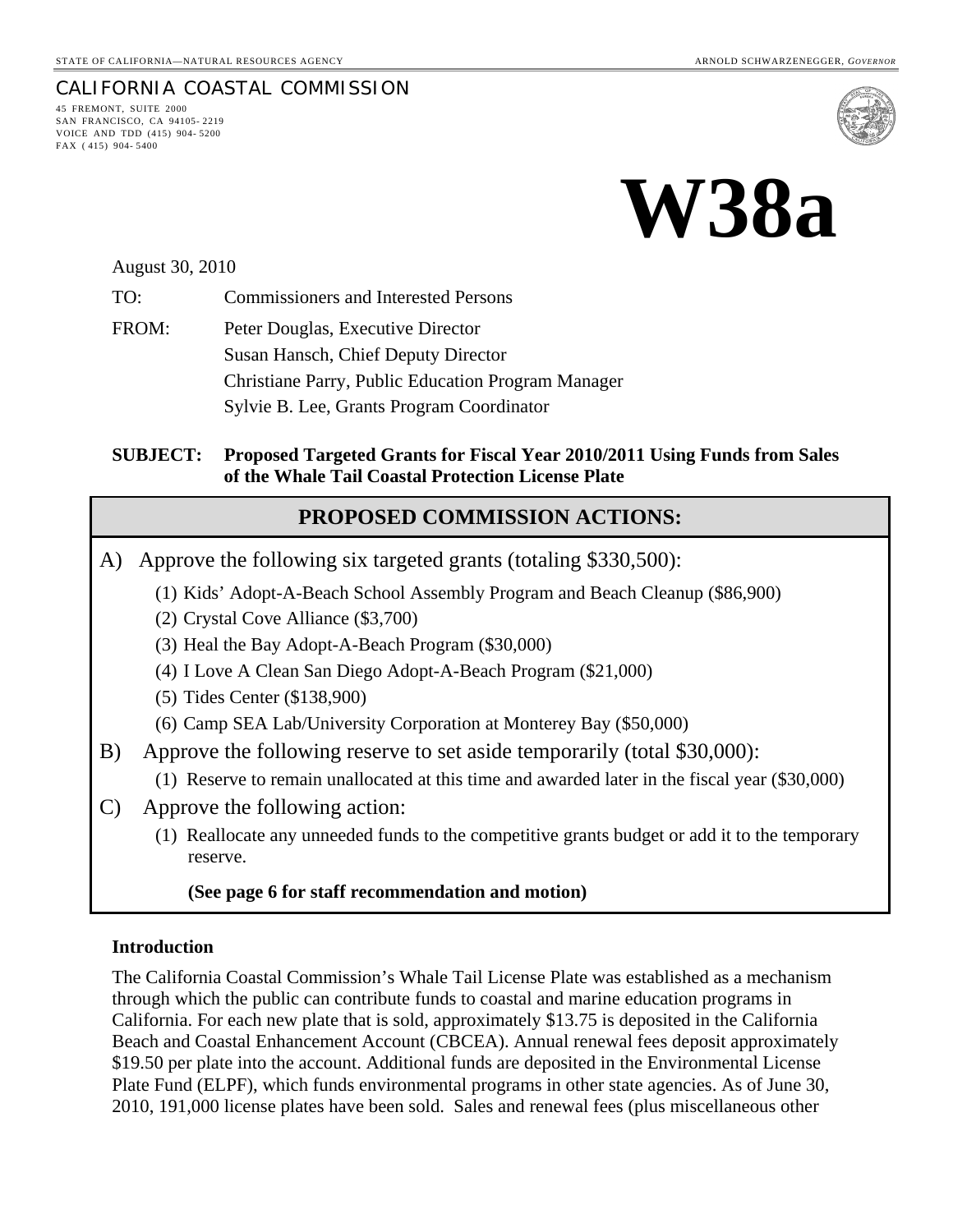STATE OF CALIFORNIA—NATURAL RESOURCES AGENCY

ARNOLD SCHWARZENEGGER, *GOVERNOR*

CALIFORNIA COASTAL COMMISSION

45 FREMONT, SUITE 2000
SAN FRANCISCO, CA 94105-2219
VOICE AND TDD (415) 904-5200
FAX (415) 904-5400

# W38a

August 30, 2010

TO: Commissioners and Interested Persons

FROM: Peter Douglas, Executive Director
Susan Hansch, Chief Deputy Director
Christiane Parry, Public Education Program Manager
Sylvie B. Lee, Grants Program Coordinator

**SUBJECT: Proposed Targeted Grants for Fiscal Year 2010/2011 Using Funds from Sales of the Whale Tail Coastal Protection License Plate**

## PROPOSED COMMISSION ACTIONS:

A) Approve the following six targeted grants (totaling $330,500):

(1) Kids' Adopt-A-Beach School Assembly Program and Beach Cleanup ($86,900)
(2) Crystal Cove Alliance ($3,700)
(3) Heal the Bay Adopt-A-Beach Program ($30,000)
(4) I Love A Clean San Diego Adopt-A-Beach Program ($21,000)
(5) Tides Center ($138,900)
(6) Camp SEA Lab/University Corporation at Monterey Bay ($50,000)

B) Approve the following reserve to set aside temporarily (total $30,000):

(1) Reserve to remain unallocated at this time and awarded later in the fiscal year ($30,000)

C) Approve the following action:

(1) Reallocate any unneeded funds to the competitive grants budget or add it to the temporary reserve.

**(See page 6 for staff recommendation and motion)**

### Introduction

The California Coastal Commission's Whale Tail License Plate was established as a mechanism through which the public can contribute funds to coastal and marine education programs in California. For each new plate that is sold, approximately $13.75 is deposited in the California Beach and Coastal Enhancement Account (CBCEA). Annual renewal fees deposit approximately $19.50 per plate into the account. Additional funds are deposited in the Environmental License Plate Fund (ELPF), which funds environmental programs in other state agencies. As of June 30, 2010, 191,000 license plates have been sold. Sales and renewal fees (plus miscellaneous other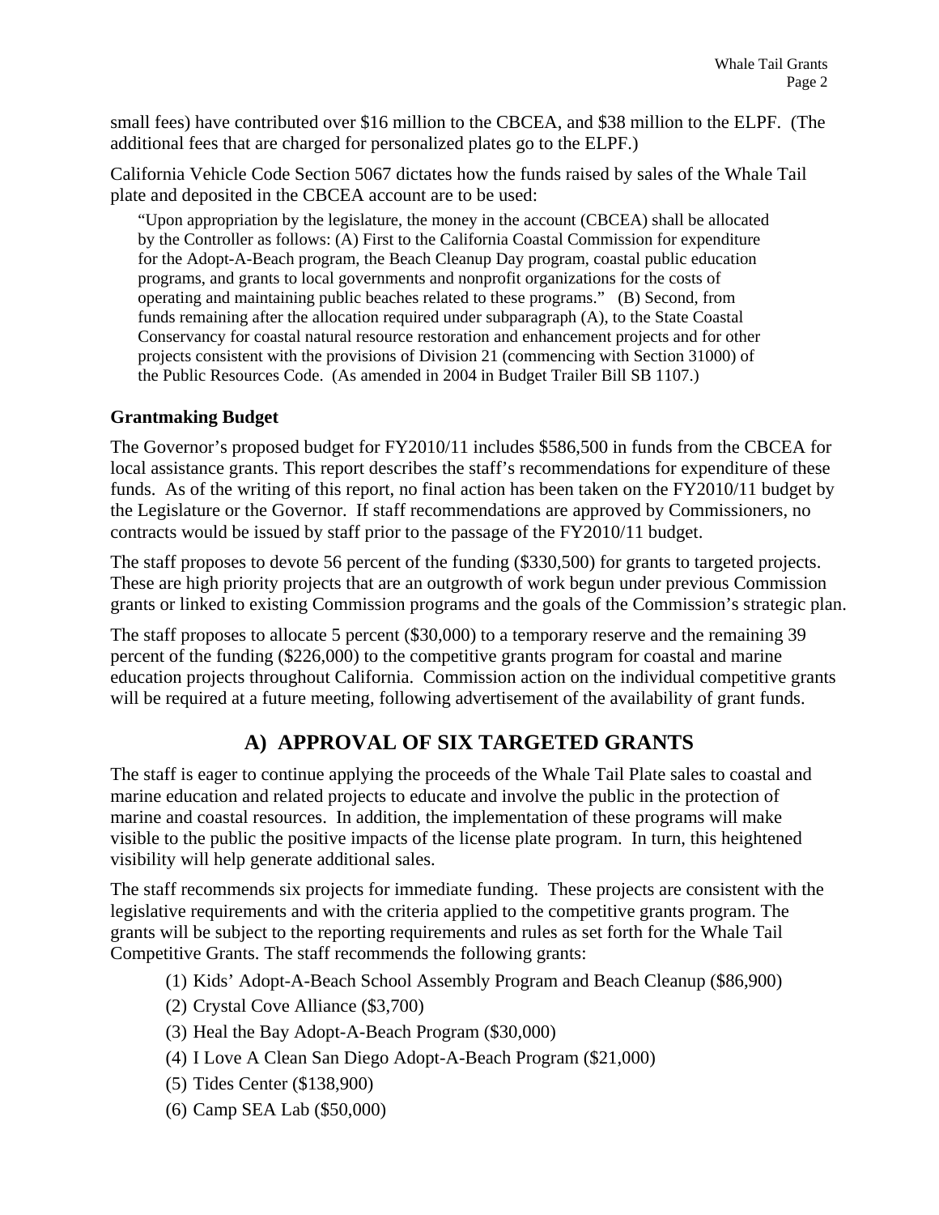small fees) have contributed over $16 million to the CBCEA, and $38 million to the ELPF. (The additional fees that are charged for personalized plates go to the ELPF.)

California Vehicle Code Section 5067 dictates how the funds raised by sales of the Whale Tail plate and deposited in the CBCEA account are to be used:

> "Upon appropriation by the legislature, the money in the account (CBCEA) shall be allocated by the Controller as follows: (A) First to the California Coastal Commission for expenditure for the Adopt-A-Beach program, the Beach Cleanup Day program, coastal public education programs, and grants to local governments and nonprofit organizations for the costs of operating and maintaining public beaches related to these programs." (B) Second, from funds remaining after the allocation required under subparagraph (A), to the State Coastal Conservancy for coastal natural resource restoration and enhancement projects and for other projects consistent with the provisions of Division 21 (commencing with Section 31000) of the Public Resources Code. (As amended in 2004 in Budget Trailer Bill SB 1107.)

**Grantmaking Budget**

The Governor's proposed budget for FY2010/11 includes $586,500 in funds from the CBCEA for local assistance grants. This report describes the staff's recommendations for expenditure of these funds. As of the writing of this report, no final action has been taken on the FY2010/11 budget by the Legislature or the Governor. If staff recommendations are approved by Commissioners, no contracts would be issued by staff prior to the passage of the FY2010/11 budget.

The staff proposes to devote 56 percent of the funding ($330,500) for grants to targeted projects. These are high priority projects that are an outgrowth of work begun under previous Commission grants or linked to existing Commission programs and the goals of the Commission's strategic plan.

The staff proposes to allocate 5 percent ($30,000) to a temporary reserve and the remaining 39 percent of the funding ($226,000) to the competitive grants program for coastal and marine education projects throughout California. Commission action on the individual competitive grants will be required at a future meeting, following advertisement of the availability of grant funds.

## A) APPROVAL OF SIX TARGETED GRANTS

The staff is eager to continue applying the proceeds of the Whale Tail Plate sales to coastal and marine education and related projects to educate and involve the public in the protection of marine and coastal resources. In addition, the implementation of these programs will make visible to the public the positive impacts of the license plate program. In turn, this heightened visibility will help generate additional sales.

The staff recommends six projects for immediate funding. These projects are consistent with the legislative requirements and with the criteria applied to the competitive grants program. The grants will be subject to the reporting requirements and rules as set forth for the Whale Tail Competitive Grants. The staff recommends the following grants:

(1) Kids' Adopt-A-Beach School Assembly Program and Beach Cleanup ($86,900)
(2) Crystal Cove Alliance ($3,700)
(3) Heal the Bay Adopt-A-Beach Program ($30,000)
(4) I Love A Clean San Diego Adopt-A-Beach Program ($21,000)
(5) Tides Center ($138,900)
(6) Camp SEA Lab ($50,000)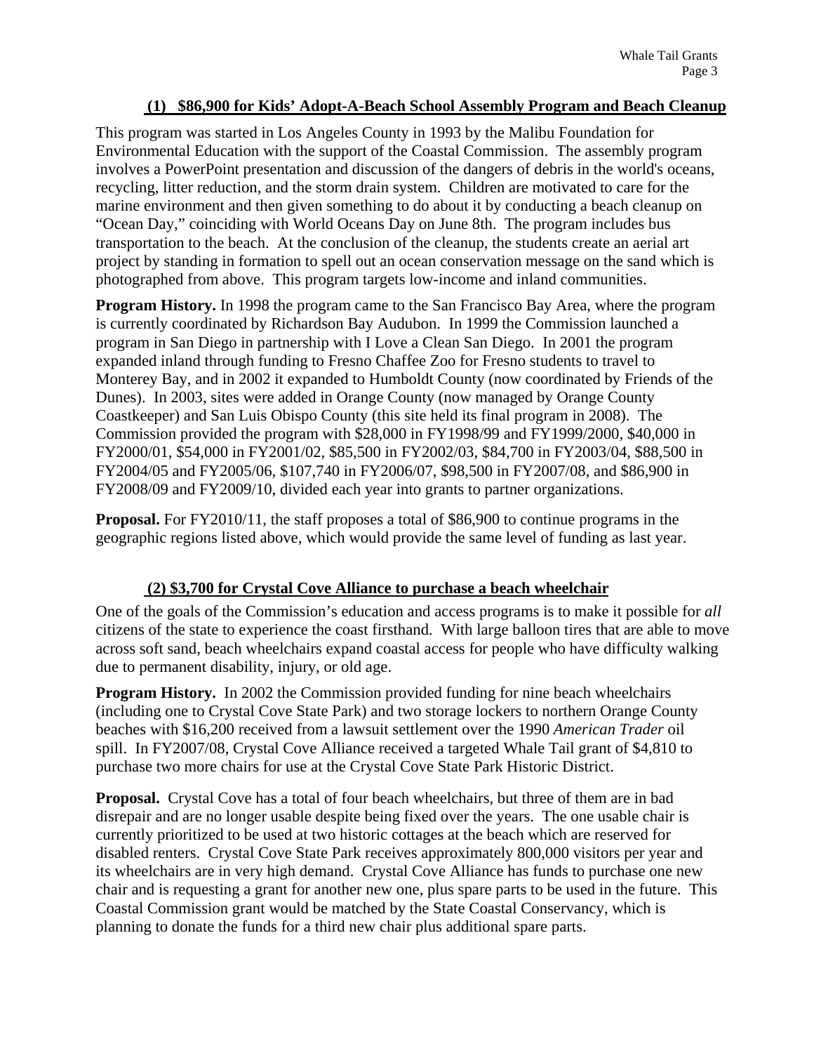### (1) $86,900 for Kids' Adopt-A-Beach School Assembly Program and Beach Cleanup

This program was started in Los Angeles County in 1993 by the Malibu Foundation for Environmental Education with the support of the Coastal Commission. The assembly program involves a PowerPoint presentation and discussion of the dangers of debris in the world's oceans, recycling, litter reduction, and the storm drain system. Children are motivated to care for the marine environment and then given something to do about it by conducting a beach cleanup on "Ocean Day," coinciding with World Oceans Day on June 8th. The program includes bus transportation to the beach. At the conclusion of the cleanup, the students create an aerial art project by standing in formation to spell out an ocean conservation message on the sand which is photographed from above. This program targets low-income and inland communities.

**Program History.** In 1998 the program came to the San Francisco Bay Area, where the program is currently coordinated by Richardson Bay Audubon. In 1999 the Commission launched a program in San Diego in partnership with I Love a Clean San Diego. In 2001 the program expanded inland through funding to Fresno Chaffee Zoo for Fresno students to travel to Monterey Bay, and in 2002 it expanded to Humboldt County (now coordinated by Friends of the Dunes). In 2003, sites were added in Orange County (now managed by Orange County Coastkeeper) and San Luis Obispo County (this site held its final program in 2008). The Commission provided the program with $28,000 in FY1998/99 and FY1999/2000, $40,000 in FY2000/01, $54,000 in FY2001/02, $85,500 in FY2002/03, $84,700 in FY2003/04, $88,500 in FY2004/05 and FY2005/06, $107,740 in FY2006/07, $98,500 in FY2007/08, and $86,900 in FY2008/09 and FY2009/10, divided each year into grants to partner organizations.

**Proposal.** For FY2010/11, the staff proposes a total of $86,900 to continue programs in the geographic regions listed above, which would provide the same level of funding as last year.

### (2) $3,700 for Crystal Cove Alliance to purchase a beach wheelchair

One of the goals of the Commission's education and access programs is to make it possible for *all* citizens of the state to experience the coast firsthand. With large balloon tires that are able to move across soft sand, beach wheelchairs expand coastal access for people who have difficulty walking due to permanent disability, injury, or old age.

**Program History.** In 2002 the Commission provided funding for nine beach wheelchairs (including one to Crystal Cove State Park) and two storage lockers to northern Orange County beaches with $16,200 received from a lawsuit settlement over the 1990 *American Trader* oil spill. In FY2007/08, Crystal Cove Alliance received a targeted Whale Tail grant of $4,810 to purchase two more chairs for use at the Crystal Cove State Park Historic District.

**Proposal.** Crystal Cove has a total of four beach wheelchairs, but three of them are in bad disrepair and are no longer usable despite being fixed over the years. The one usable chair is currently prioritized to be used at two historic cottages at the beach which are reserved for disabled renters. Crystal Cove State Park receives approximately 800,000 visitors per year and its wheelchairs are in very high demand. Crystal Cove Alliance has funds to purchase one new chair and is requesting a grant for another new one, plus spare parts to be used in the future. This Coastal Commission grant would be matched by the State Coastal Conservancy, which is planning to donate the funds for a third new chair plus additional spare parts.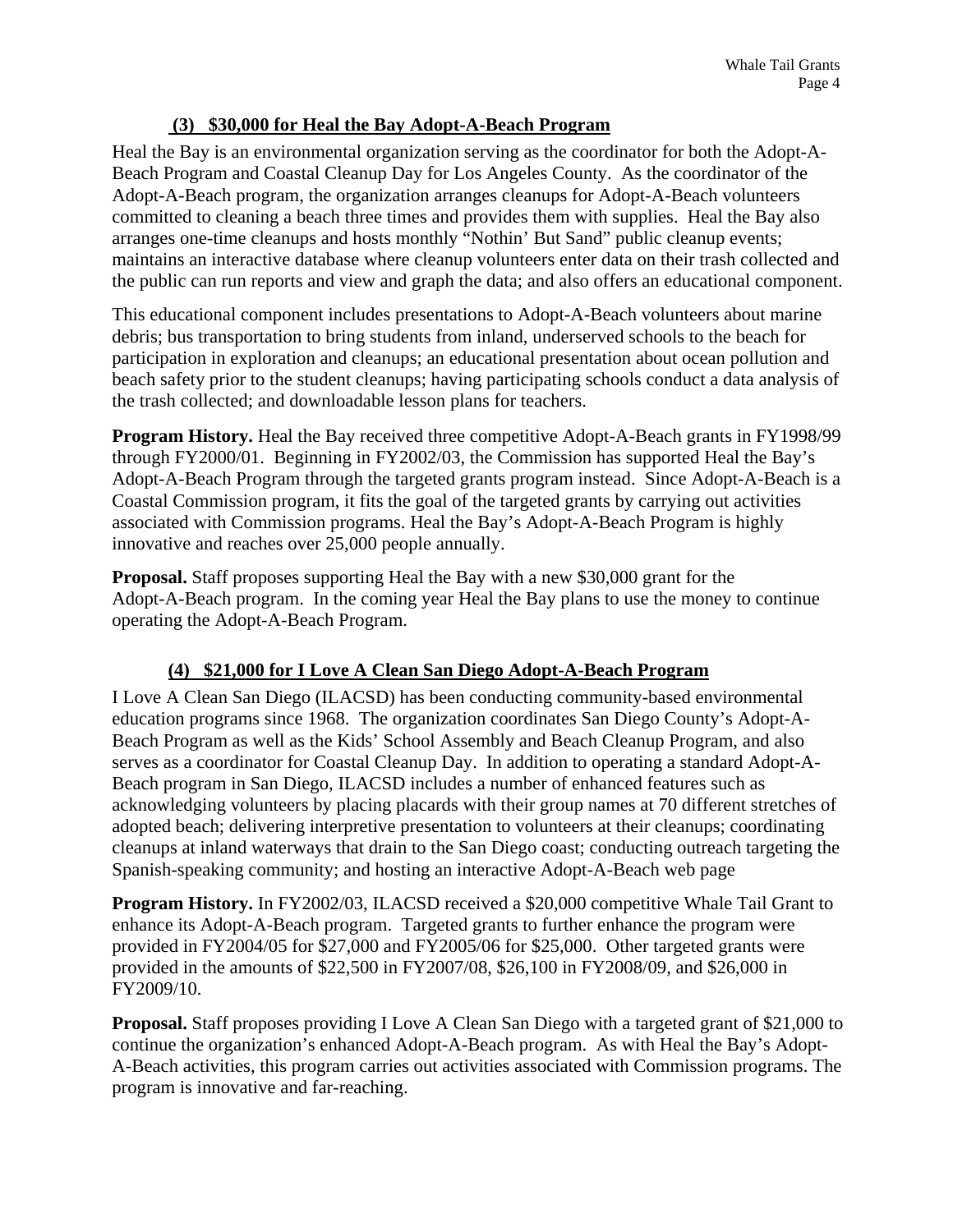### (3) $30,000 for Heal the Bay Adopt-A-Beach Program

Heal the Bay is an environmental organization serving as the coordinator for both the Adopt-A-Beach Program and Coastal Cleanup Day for Los Angeles County. As the coordinator of the Adopt-A-Beach program, the organization arranges cleanups for Adopt-A-Beach volunteers committed to cleaning a beach three times and provides them with supplies. Heal the Bay also arranges one-time cleanups and hosts monthly "Nothin' But Sand" public cleanup events; maintains an interactive database where cleanup volunteers enter data on their trash collected and the public can run reports and view and graph the data; and also offers an educational component.

This educational component includes presentations to Adopt-A-Beach volunteers about marine debris; bus transportation to bring students from inland, underserved schools to the beach for participation in exploration and cleanups; an educational presentation about ocean pollution and beach safety prior to the student cleanups; having participating schools conduct a data analysis of the trash collected; and downloadable lesson plans for teachers.

**Program History.** Heal the Bay received three competitive Adopt-A-Beach grants in FY1998/99 through FY2000/01. Beginning in FY2002/03, the Commission has supported Heal the Bay's Adopt-A-Beach Program through the targeted grants program instead. Since Adopt-A-Beach is a Coastal Commission program, it fits the goal of the targeted grants by carrying out activities associated with Commission programs. Heal the Bay's Adopt-A-Beach Program is highly innovative and reaches over 25,000 people annually.

**Proposal.** Staff proposes supporting Heal the Bay with a new $30,000 grant for the Adopt-A-Beach program. In the coming year Heal the Bay plans to use the money to continue operating the Adopt-A-Beach Program.

### (4) $21,000 for I Love A Clean San Diego Adopt-A-Beach Program

I Love A Clean San Diego (ILACSD) has been conducting community-based environmental education programs since 1968. The organization coordinates San Diego County's Adopt-A-Beach Program as well as the Kids' School Assembly and Beach Cleanup Program, and also serves as a coordinator for Coastal Cleanup Day. In addition to operating a standard Adopt-A-Beach program in San Diego, ILACSD includes a number of enhanced features such as acknowledging volunteers by placing placards with their group names at 70 different stretches of adopted beach; delivering interpretive presentation to volunteers at their cleanups; coordinating cleanups at inland waterways that drain to the San Diego coast; conducting outreach targeting the Spanish-speaking community; and hosting an interactive Adopt-A-Beach web page

**Program History.** In FY2002/03, ILACSD received a $20,000 competitive Whale Tail Grant to enhance its Adopt-A-Beach program. Targeted grants to further enhance the program were provided in FY2004/05 for $27,000 and FY2005/06 for $25,000. Other targeted grants were provided in the amounts of $22,500 in FY2007/08, $26,100 in FY2008/09, and $26,000 in FY2009/10.

**Proposal.** Staff proposes providing I Love A Clean San Diego with a targeted grant of $21,000 to continue the organization's enhanced Adopt-A-Beach program. As with Heal the Bay's Adopt-A-Beach activities, this program carries out activities associated with Commission programs. The program is innovative and far-reaching.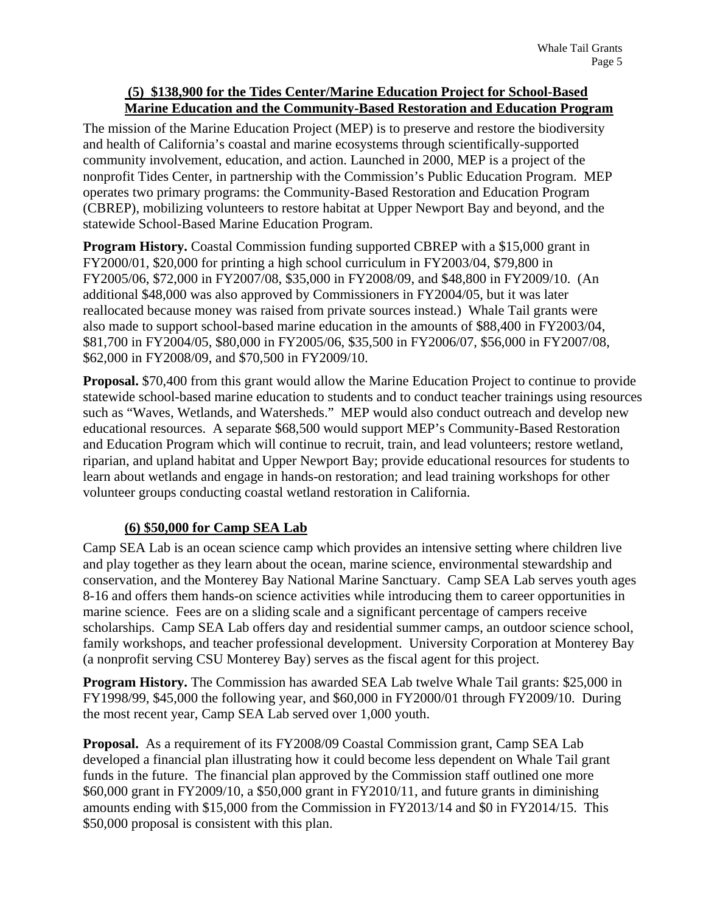## (5) $138,900 for the Tides Center/Marine Education Project for School-Based Marine Education and the Community-Based Restoration and Education Program

The mission of the Marine Education Project (MEP) is to preserve and restore the biodiversity and health of California's coastal and marine ecosystems through scientifically-supported community involvement, education, and action. Launched in 2000, MEP is a project of the nonprofit Tides Center, in partnership with the Commission's Public Education Program. MEP operates two primary programs: the Community-Based Restoration and Education Program (CBREP), mobilizing volunteers to restore habitat at Upper Newport Bay and beyond, and the statewide School-Based Marine Education Program.

**Program History.** Coastal Commission funding supported CBREP with a $15,000 grant in FY2000/01, $20,000 for printing a high school curriculum in FY2003/04, $79,800 in FY2005/06, $72,000 in FY2007/08, $35,000 in FY2008/09, and $48,800 in FY2009/10. (An additional $48,000 was also approved by Commissioners in FY2004/05, but it was later reallocated because money was raised from private sources instead.) Whale Tail grants were also made to support school-based marine education in the amounts of $88,400 in FY2003/04, $81,700 in FY2004/05, $80,000 in FY2005/06, $35,500 in FY2006/07, $56,000 in FY2007/08, $62,000 in FY2008/09, and $70,500 in FY2009/10.

**Proposal.** $70,400 from this grant would allow the Marine Education Project to continue to provide statewide school-based marine education to students and to conduct teacher trainings using resources such as "Waves, Wetlands, and Watersheds." MEP would also conduct outreach and develop new educational resources. A separate $68,500 would support MEP's Community-Based Restoration and Education Program which will continue to recruit, train, and lead volunteers; restore wetland, riparian, and upland habitat and Upper Newport Bay; provide educational resources for students to learn about wetlands and engage in hands-on restoration; and lead training workshops for other volunteer groups conducting coastal wetland restoration in California.

## (6) $50,000 for Camp SEA Lab

Camp SEA Lab is an ocean science camp which provides an intensive setting where children live and play together as they learn about the ocean, marine science, environmental stewardship and conservation, and the Monterey Bay National Marine Sanctuary. Camp SEA Lab serves youth ages 8-16 and offers them hands-on science activities while introducing them to career opportunities in marine science. Fees are on a sliding scale and a significant percentage of campers receive scholarships. Camp SEA Lab offers day and residential summer camps, an outdoor science school, family workshops, and teacher professional development. University Corporation at Monterey Bay (a nonprofit serving CSU Monterey Bay) serves as the fiscal agent for this project.

**Program History.** The Commission has awarded SEA Lab twelve Whale Tail grants: $25,000 in FY1998/99, $45,000 the following year, and $60,000 in FY2000/01 through FY2009/10. During the most recent year, Camp SEA Lab served over 1,000 youth.

**Proposal.** As a requirement of its FY2008/09 Coastal Commission grant, Camp SEA Lab developed a financial plan illustrating how it could become less dependent on Whale Tail grant funds in the future. The financial plan approved by the Commission staff outlined one more $60,000 grant in FY2009/10, a $50,000 grant in FY2010/11, and future grants in diminishing amounts ending with $15,000 from the Commission in FY2013/14 and $0 in FY2014/15. This $50,000 proposal is consistent with this plan.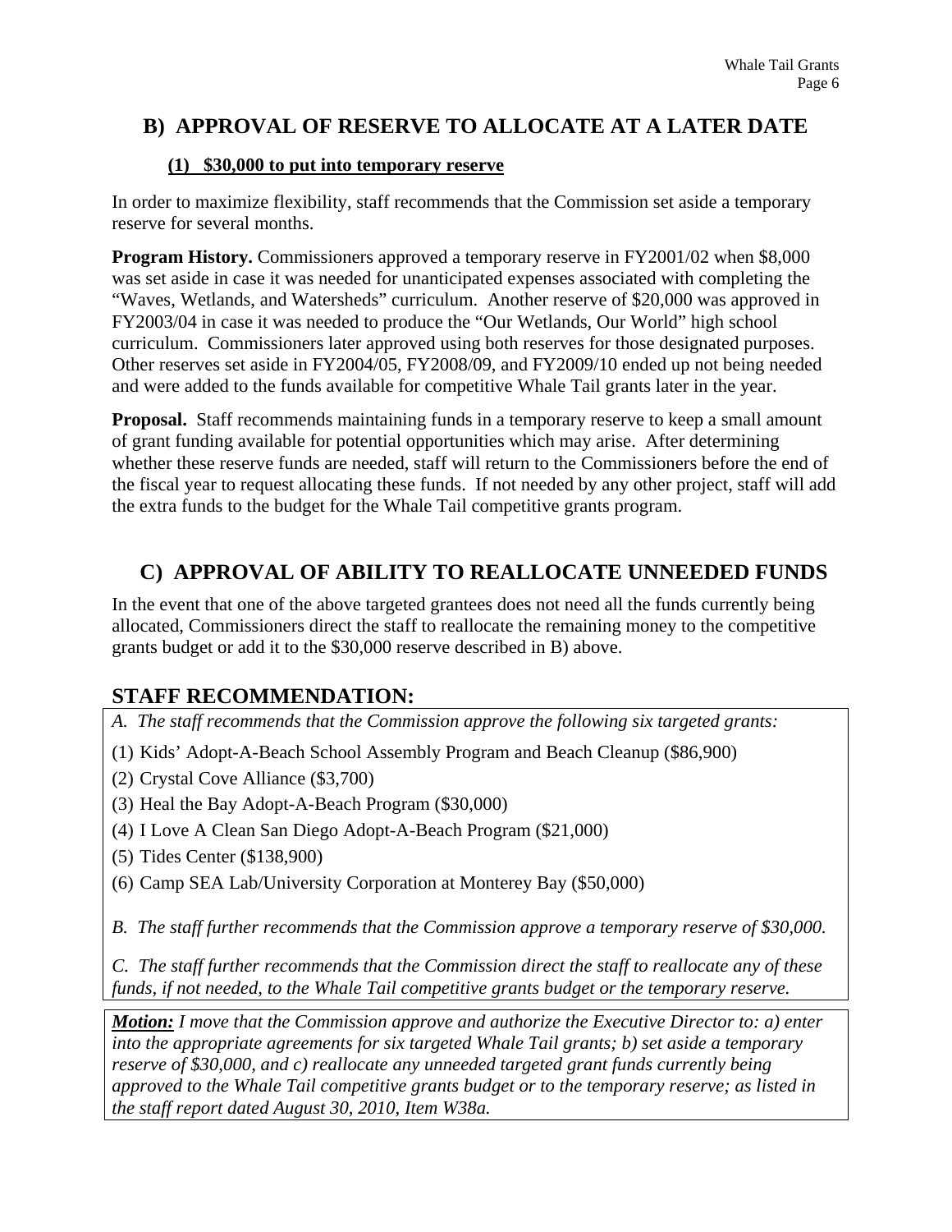## B) APPROVAL OF RESERVE TO ALLOCATE AT A LATER DATE

### (1) $30,000 to put into temporary reserve

In order to maximize flexibility, staff recommends that the Commission set aside a temporary reserve for several months.

**Program History.** Commissioners approved a temporary reserve in FY2001/02 when $8,000 was set aside in case it was needed for unanticipated expenses associated with completing the "Waves, Wetlands, and Watersheds" curriculum. Another reserve of $20,000 was approved in FY2003/04 in case it was needed to produce the "Our Wetlands, Our World" high school curriculum. Commissioners later approved using both reserves for those designated purposes. Other reserves set aside in FY2004/05, FY2008/09, and FY2009/10 ended up not being needed and were added to the funds available for competitive Whale Tail grants later in the year.

**Proposal.** Staff recommends maintaining funds in a temporary reserve to keep a small amount of grant funding available for potential opportunities which may arise. After determining whether these reserve funds are needed, staff will return to the Commissioners before the end of the fiscal year to request allocating these funds. If not needed by any other project, staff will add the extra funds to the budget for the Whale Tail competitive grants program.

## C) APPROVAL OF ABILITY TO REALLOCATE UNNEEDED FUNDS

In the event that one of the above targeted grantees does not need all the funds currently being allocated, Commissioners direct the staff to reallocate the remaining money to the competitive grants budget or add it to the $30,000 reserve described in B) above.

## STAFF RECOMMENDATION:

*A. The staff recommends that the Commission approve the following six targeted grants:*

(1) Kids' Adopt-A-Beach School Assembly Program and Beach Cleanup ($86,900)

(2) Crystal Cove Alliance ($3,700)

(3) Heal the Bay Adopt-A-Beach Program ($30,000)

(4) I Love A Clean San Diego Adopt-A-Beach Program ($21,000)

(5) Tides Center ($138,900)

(6) Camp SEA Lab/University Corporation at Monterey Bay ($50,000)

*B. The staff further recommends that the Commission approve a temporary reserve of $30,000.*

*C. The staff further recommends that the Commission direct the staff to reallocate any of these funds, if not needed, to the Whale Tail competitive grants budget or the temporary reserve.*

***Motion:*** *I move that the Commission approve and authorize the Executive Director to: a) enter into the appropriate agreements for six targeted Whale Tail grants; b) set aside a temporary reserve of $30,000, and c) reallocate any unneeded targeted grant funds currently being approved to the Whale Tail competitive grants budget or to the temporary reserve; as listed in the staff report dated August 30, 2010, Item W38a.*